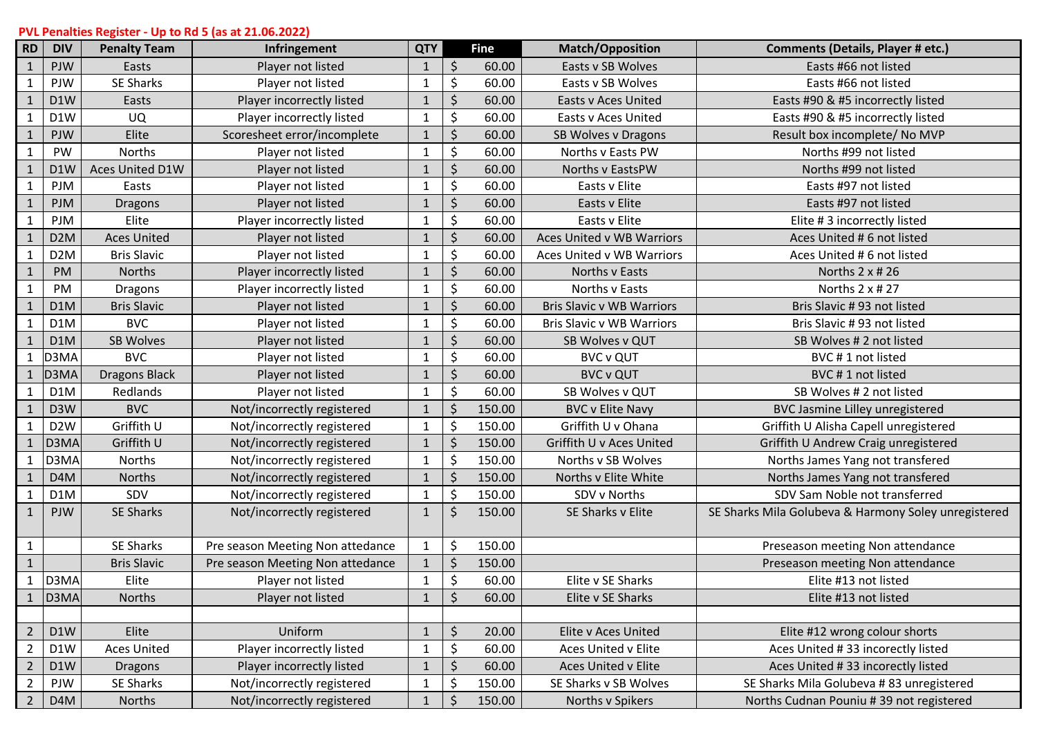**PVL Penalties Register - Up to Rd 5 (as at 21.06.2022)**

| RD | DIV | Penalty Team | Infringement | QTY | Fine | Match/Opposition | Comments (Details, Player # etc.) |
|---|---|---|---|---|---|---|---|
| 1 | PJW | Easts | Player not listed | 1 | $ 60.00 | Easts v SB Wolves | Easts #66 not listed |
| 1 | PJW | SE Sharks | Player not listed | 1 | $ 60.00 | Easts v SB Wolves | Easts #66 not listed |
| 1 | D1W | Easts | Player incorrectly listed | 1 | $ 60.00 | Easts v Aces United | Easts #90 & #5 incorrectly listed |
| 1 | D1W | UQ | Player incorrectly listed | 1 | $ 60.00 | Easts v Aces United | Easts #90 & #5 incorrectly listed |
| 1 | PJW | Elite | Scoresheet error/incomplete | 1 | $ 60.00 | SB Wolves v Dragons | Result box incomplete/ No MVP |
| 1 | PW | Norths | Player not listed | 1 | $ 60.00 | Norths v Easts PW | Norths #99 not listed |
| 1 | D1W | Aces United D1W | Player not listed | 1 | $ 60.00 | Norths v EastsPW | Norths #99 not listed |
| 1 | PJM | Easts | Player not listed | 1 | $ 60.00 | Easts v Elite | Easts #97 not listed |
| 1 | PJM | Dragons | Player not listed | 1 | $ 60.00 | Easts v Elite | Easts #97 not listed |
| 1 | PJM | Elite | Player incorrectly listed | 1 | $ 60.00 | Easts v Elite | Elite # 3 incorrectly listed |
| 1 | D2M | Aces United | Player not listed | 1 | $ 60.00 | Aces United v WB Warriors | Aces United # 6 not listed |
| 1 | D2M | Bris Slavic | Player not listed | 1 | $ 60.00 | Aces United v WB Warriors | Aces United # 6 not listed |
| 1 | PM | Norths | Player incorrectly listed | 1 | $ 60.00 | Norths v Easts | Norths 2 x # 26 |
| 1 | PM | Dragons | Player incorrectly listed | 1 | $ 60.00 | Norths v Easts | Norths 2 x # 27 |
| 1 | D1M | Bris Slavic | Player not listed | 1 | $ 60.00 | Bris Slavic v WB Warriors | Bris Slavic # 93 not listed |
| 1 | D1M | BVC | Player not listed | 1 | $ 60.00 | Bris Slavic v WB Warriors | Bris Slavic # 93 not listed |
| 1 | D1M | SB Wolves | Player not listed | 1 | $ 60.00 | SB Wolves v QUT | SB Wolves # 2 not listed |
| 1 | D3MA | BVC | Player not listed | 1 | $ 60.00 | BVC v QUT | BVC # 1 not listed |
| 1 | D3MA | Dragons Black | Player not listed | 1 | $ 60.00 | BVC v QUT | BVC # 1 not listed |
| 1 | D1M | Redlands | Player not listed | 1 | $ 60.00 | SB Wolves v QUT | SB Wolves # 2 not listed |
| 1 | D3W | BVC | Not/incorrectly registered | 1 | $ 150.00 | BVC v Elite Navy | BVC Jasmine Lilley unregistered |
| 1 | D2W | Griffith U | Not/incorrectly registered | 1 | $ 150.00 | Griffith U v Ohana | Griffith U Alisha Capell unregistered |
| 1 | D3MA | Griffith U | Not/incorrectly registered | 1 | $ 150.00 | Griffith U v Aces United | Griffith U Andrew Craig unregistered |
| 1 | D3MA | Norths | Not/incorrectly registered | 1 | $ 150.00 | Norths v SB Wolves | Norths James Yang not transfered |
| 1 | D4M | Norths | Not/incorrectly registered | 1 | $ 150.00 | Norths v Elite White | Norths James Yang not transfered |
| 1 | D1M | SDV | Not/incorrectly registered | 1 | $ 150.00 | SDV v Norths | SDV Sam Noble not transferred |
| 1 | PJW | SE Sharks | Not/incorrectly registered | 1 | $ 150.00 | SE Sharks v Elite | SE Sharks Mila Golubeva & Harmony Soley unregistered |
| 1 | | SE Sharks | Pre season Meeting Non attedance | 1 | $ 150.00 | | Preseason meeting Non attendance |
| 1 | | Bris Slavic | Pre season Meeting Non attedance | 1 | $ 150.00 | | Preseason meeting Non attendance |
| 1 | D3MA | Elite | Player not listed | 1 | $ 60.00 | Elite v SE Sharks | Elite #13 not listed |
| 1 | D3MA | Norths | Player not listed | 1 | $ 60.00 | Elite v SE Sharks | Elite #13 not listed |
| | | | | | | | |
| 2 | D1W | Elite | Uniform | 1 | $ 20.00 | Elite v Aces United | Elite #12 wrong colour shorts |
| 2 | D1W | Aces United | Player incorrectly listed | 1 | $ 60.00 | Aces United v Elite | Aces United # 33 incorectly listed |
| 2 | D1W | Dragons | Player incorrectly listed | 1 | $ 60.00 | Aces United v Elite | Aces United # 33 incorectly listed |
| 2 | PJW | SE Sharks | Not/incorrectly registered | 1 | $ 150.00 | SE Sharks v SB Wolves | SE Sharks Mila Golubeva # 83 unregistered |
| 2 | D4M | Norths | Not/incorrectly registered | 1 | $ 150.00 | Norths v Spikers | Norths Cudnan Pouniu # 39 not registered |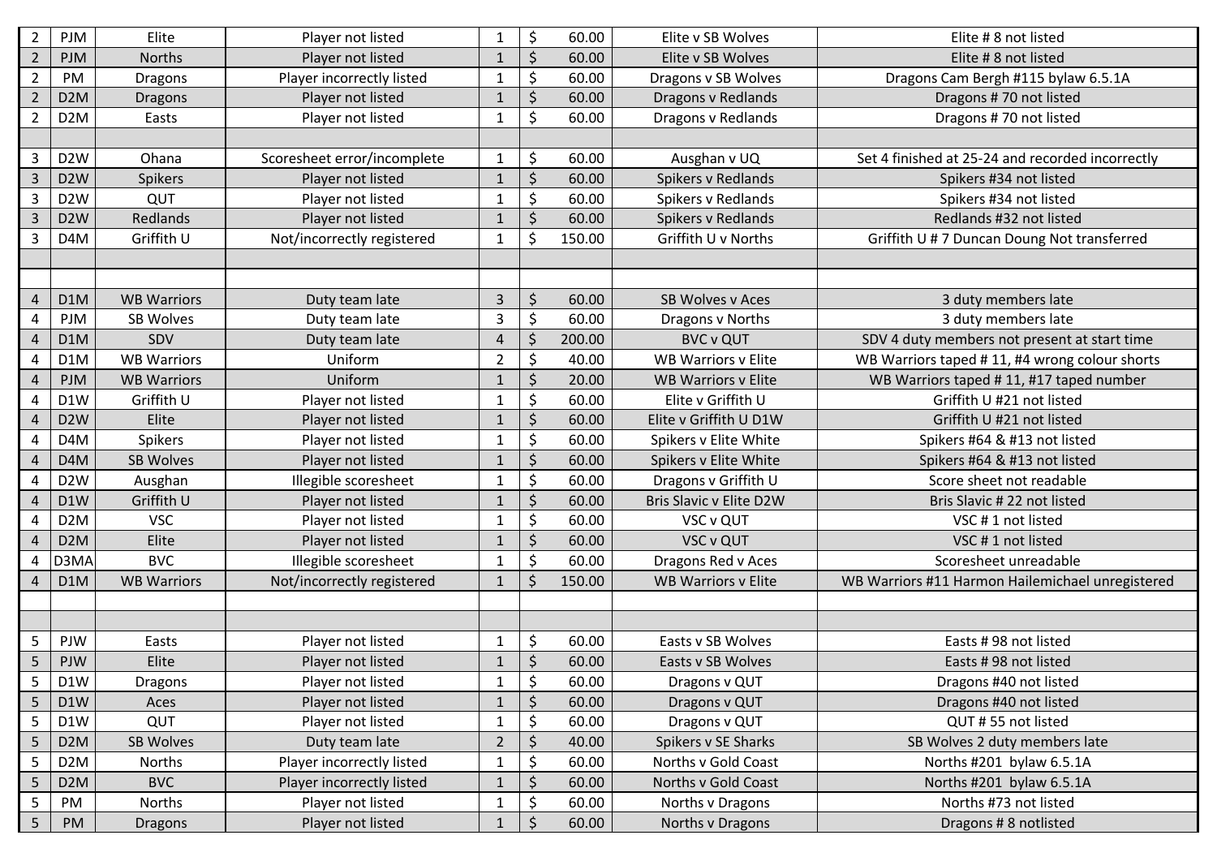| | | | | | | | |
|---|---|---|---|---|---|---|---|
| 2 | PJM | Elite | Player not listed | 1 | $ 60.00 | Elite v SB Wolves | Elite # 8 not listed |
| 2 | PJM | Norths | Player not listed | 1 | $ 60.00 | Elite v SB Wolves | Elite # 8 not listed |
| 2 | PM | Dragons | Player incorrectly listed | 1 | $ 60.00 | Dragons v SB Wolves | Dragons Cam Bergh #115 bylaw 6.5.1A |
| 2 | D2M | Dragons | Player not listed | 1 | $ 60.00 | Dragons v Redlands | Dragons # 70 not listed |
| 2 | D2M | Easts | Player not listed | 1 | $ 60.00 | Dragons v Redlands | Dragons # 70 not listed |
| | | | | | | | |
| 3 | D2W | Ohana | Scoresheet error/incomplete | 1 | $ 60.00 | Ausghan v UQ | Set 4 finished at 25-24 and recorded incorrectly |
| 3 | D2W | Spikers | Player not listed | 1 | $ 60.00 | Spikers v Redlands | Spikers #34 not listed |
| 3 | D2W | QUT | Player not listed | 1 | $ 60.00 | Spikers v Redlands | Spikers #34 not listed |
| 3 | D2W | Redlands | Player not listed | 1 | $ 60.00 | Spikers v Redlands | Redlands #32 not listed |
| 3 | D4M | Griffith U | Not/incorrectly registered | 1 | $ 150.00 | Griffith U v Norths | Griffith U # 7 Duncan Doung Not transferred |
| | | | | | | | |
| | | | | | | | |
| 4 | D1M | WB Warriors | Duty team late | 3 | $ 60.00 | SB Wolves v Aces | 3 duty members late |
| 4 | PJM | SB Wolves | Duty team late | 3 | $ 60.00 | Dragons v Norths | 3 duty members late |
| 4 | D1M | SDV | Duty team late | 4 | $ 200.00 | BVC v QUT | SDV 4 duty members not present at start time |
| 4 | D1M | WB Warriors | Uniform | 2 | $ 40.00 | WB Warriors v Elite | WB Warriors taped # 11, #4 wrong colour shorts |
| 4 | PJM | WB Warriors | Uniform | 1 | $ 20.00 | WB Warriors v Elite | WB Warriors taped # 11, #17 taped number |
| 4 | D1W | Griffith U | Player not listed | 1 | $ 60.00 | Elite v Griffith U | Griffith U #21 not listed |
| 4 | D2W | Elite | Player not listed | 1 | $ 60.00 | Elite v Griffith U D1W | Griffith U #21 not listed |
| 4 | D4M | Spikers | Player not listed | 1 | $ 60.00 | Spikers v Elite White | Spikers #64 & #13 not listed |
| 4 | D4M | SB Wolves | Player not listed | 1 | $ 60.00 | Spikers v Elite White | Spikers #64 & #13 not listed |
| 4 | D2W | Ausghan | Illegible scoresheet | 1 | $ 60.00 | Dragons v Griffith U | Score sheet not readable |
| 4 | D1W | Griffith U | Player not listed | 1 | $ 60.00 | Bris Slavic v Elite D2W | Bris Slavic # 22 not listed |
| 4 | D2M | VSC | Player not listed | 1 | $ 60.00 | VSC v QUT | VSC # 1 not listed |
| 4 | D2M | Elite | Player not listed | 1 | $ 60.00 | VSC v QUT | VSC # 1 not listed |
| 4 | D3MA | BVC | Illegible scoresheet | 1 | $ 60.00 | Dragons Red v Aces | Scoresheet unreadable |
| 4 | D1M | WB Warriors | Not/incorrectly registered | 1 | $ 150.00 | WB Warriors v Elite | WB Warriors #11 Harmon Hailemichael unregistered |
| | | | | | | | |
| | | | | | | | |
| 5 | PJW | Easts | Player not listed | 1 | $ 60.00 | Easts v SB Wolves | Easts # 98 not listed |
| 5 | PJW | Elite | Player not listed | 1 | $ 60.00 | Easts v SB Wolves | Easts # 98 not listed |
| 5 | D1W | Dragons | Player not listed | 1 | $ 60.00 | Dragons v QUT | Dragons #40 not listed |
| 5 | D1W | Aces | Player not listed | 1 | $ 60.00 | Dragons v QUT | Dragons #40 not listed |
| 5 | D1W | QUT | Player not listed | 1 | $ 60.00 | Dragons v QUT | QUT # 55 not listed |
| 5 | D2M | SB Wolves | Duty team late | 2 | $ 40.00 | Spikers v SE Sharks | SB Wolves 2 duty members late |
| 5 | D2M | Norths | Player incorrectly listed | 1 | $ 60.00 | Norths v Gold Coast | Norths #201 bylaw 6.5.1A |
| 5 | D2M | BVC | Player incorrectly listed | 1 | $ 60.00 | Norths v Gold Coast | Norths #201 bylaw 6.5.1A |
| 5 | PM | Norths | Player not listed | 1 | $ 60.00 | Norths v Dragons | Norths #73 not listed |
| 5 | PM | Dragons | Player not listed | 1 | $ 60.00 | Norths v Dragons | Dragons # 8 notlisted |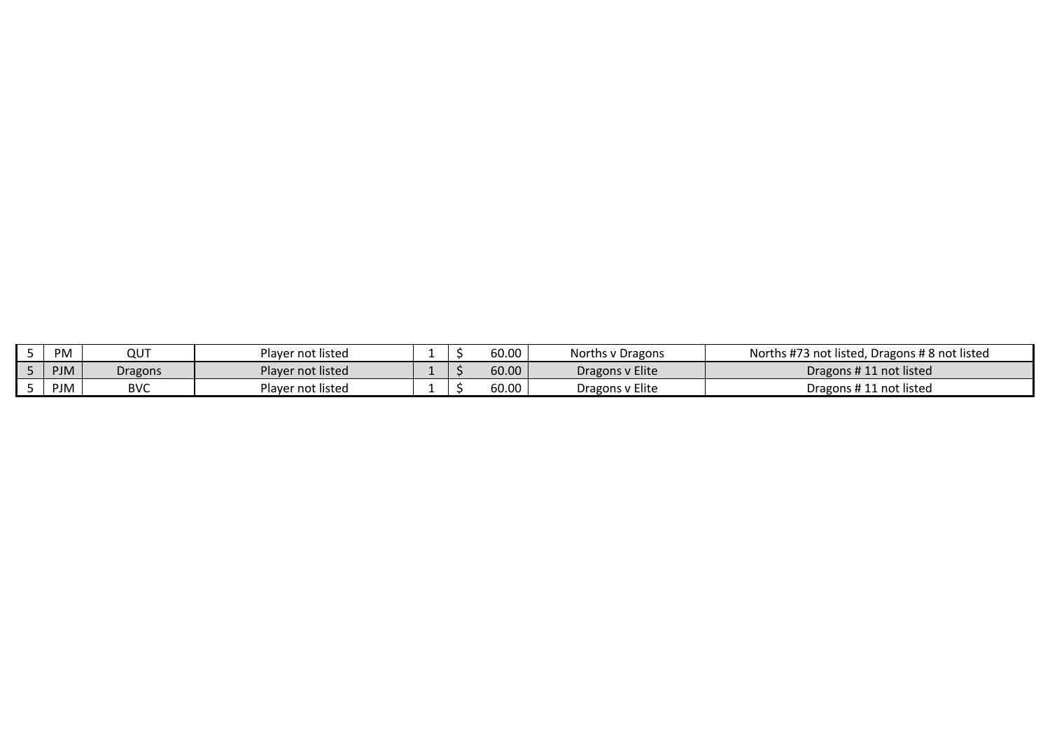| | | | | | | | |
|---|---|---|---|---|---|---|---|
| 5 | PM | QUT | Player not listed | 1 | $ 60.00 | Norths v Dragons | Norths #73 not listed, Dragons # 8 not listed |
| 5 | PJM | Dragons | Player not listed | 1 | $ 60.00 | Dragons v Elite | Dragons # 11 not listed |
| 5 | PJM | BVC | Player not listed | 1 | $ 60.00 | Dragons v Elite | Dragons # 11 not listed |